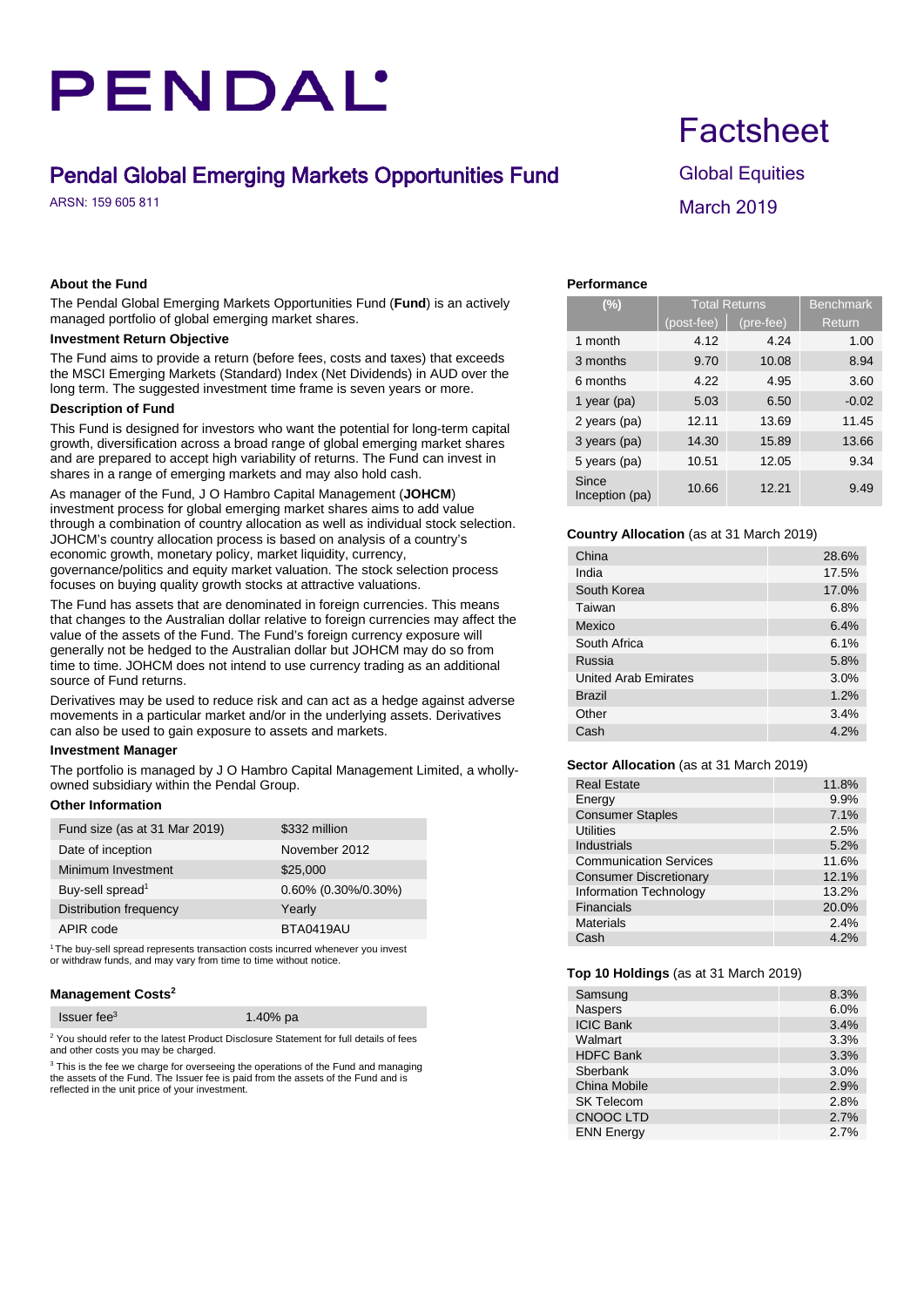# PENDAL

## Pendal Global Emerging Markets Opportunities Fund

ARSN: 159 605 811

# Factsheet

Global Equities

March 2019

### About the Fund

The Pendal Global Emerging Markets Opportunities Fund (**Fund**) is an actively managed portfolio of global emerging market shares.

### Investment Return Objective

The Fund aims to provide a return (before fees, costs and taxes) that exceeds the MSCI Emerging Markets (Standard) Index (Net Dividends) in AUD over the long term. The suggested investment time frame is seven years or more.

### Description of Fund

This Fund is designed for investors who want the potential for long-term capital growth, diversification across a broad range of global emerging market shares and are prepared to accept high variability of returns. The Fund can invest in shares in a range of emerging markets and may also hold cash.

As manager of the Fund, J O Hambro Capital Management (**JOHCM**) investment process for global emerging market shares aims to add value through a combination of country allocation as well as individual stock selection. JOHCM's country allocation process is based on analysis of a country's economic growth, monetary policy, market liquidity, currency, governance/politics and equity market valuation. The stock selection process focuses on buying quality growth stocks at attractive valuations.

The Fund has assets that are denominated in foreign currencies. This means that changes to the Australian dollar relative to foreign currencies may affect the value of the assets of the Fund. The Fund's foreign currency exposure will generally not be hedged to the Australian dollar but JOHCM may do so from time to time. JOHCM does not intend to use currency trading as an additional source of Fund returns.

Derivatives may be used to reduce risk and can act as a hedge against adverse movements in a particular market and/or in the underlying assets. Derivatives can also be used to gain exposure to assets and markets.

### Investment Manager

The portfolio is managed by J O Hambro Capital Management Limited, a wholly-owned subsidiary within the Pendal Group.

### Other Information

| | |
|---|---|
| Fund size (as at 31 Mar 2019) | $332 million |
| Date of inception | November 2012 |
| Minimum Investment | $25,000 |
| Buy-sell spread[1] | 0.60% (0.30%/0.30%) |
| Distribution frequency | Yearly |
| APIR code | BTA0419AU |

[1] The buy-sell spread represents transaction costs incurred whenever you invest or withdraw funds, and may vary from time to time without notice.

### Management Costs[2]

| | |
|---|---|
| Issuer fee[3] | 1.40% pa |

[2] You should refer to the latest Product Disclosure Statement for full details of fees and other costs you may be charged.

[3] This is the fee we charge for overseeing the operations of the Fund and managing the assets of the Fund. The Issuer fee is paid from the assets of the Fund and is reflected in the unit price of your investment.

### Performance

| (%) | Total Returns | | Benchmark |
|---|---|---|---|
| | (post-fee) | (pre-fee) | Return |
| 1 month | 4.12 | 4.24 | 1.00 |
| 3 months | 9.70 | 10.08 | 8.94 |
| 6 months | 4.22 | 4.95 | 3.60 |
| 1 year (pa) | 5.03 | 6.50 | -0.02 |
| 2 years (pa) | 12.11 | 13.69 | 11.45 |
| 3 years (pa) | 14.30 | 15.89 | 13.66 |
| 5 years (pa) | 10.51 | 12.05 | 9.34 |
| Since Inception (pa) | 10.66 | 12.21 | 9.49 |

### Country Allocation (as at 31 March 2019)

| | |
|---|---|
| China | 28.6% |
| India | 17.5% |
| South Korea | 17.0% |
| Taiwan | 6.8% |
| Mexico | 6.4% |
| South Africa | 6.1% |
| Russia | 5.8% |
| United Arab Emirates | 3.0% |
| Brazil | 1.2% |
| Other | 3.4% |
| Cash | 4.2% |

### Sector Allocation (as at 31 March 2019)

| | |
|---|---|
| Real Estate | 11.8% |
| Energy | 9.9% |
| Consumer Staples | 7.1% |
| Utilities | 2.5% |
| Industrials | 5.2% |
| Communication Services | 11.6% |
| Consumer Discretionary | 12.1% |
| Information Technology | 13.2% |
| Financials | 20.0% |
| Materials | 2.4% |
| Cash | 4.2% |

### Top 10 Holdings (as at 31 March 2019)

| | |
|---|---|
| Samsung | 8.3% |
| Naspers | 6.0% |
| ICIC Bank | 3.4% |
| Walmart | 3.3% |
| HDFC Bank | 3.3% |
| Sberbank | 3.0% |
| China Mobile | 2.9% |
| SK Telecom | 2.8% |
| CNOOC LTD | 2.7% |
| ENN Energy | 2.7% |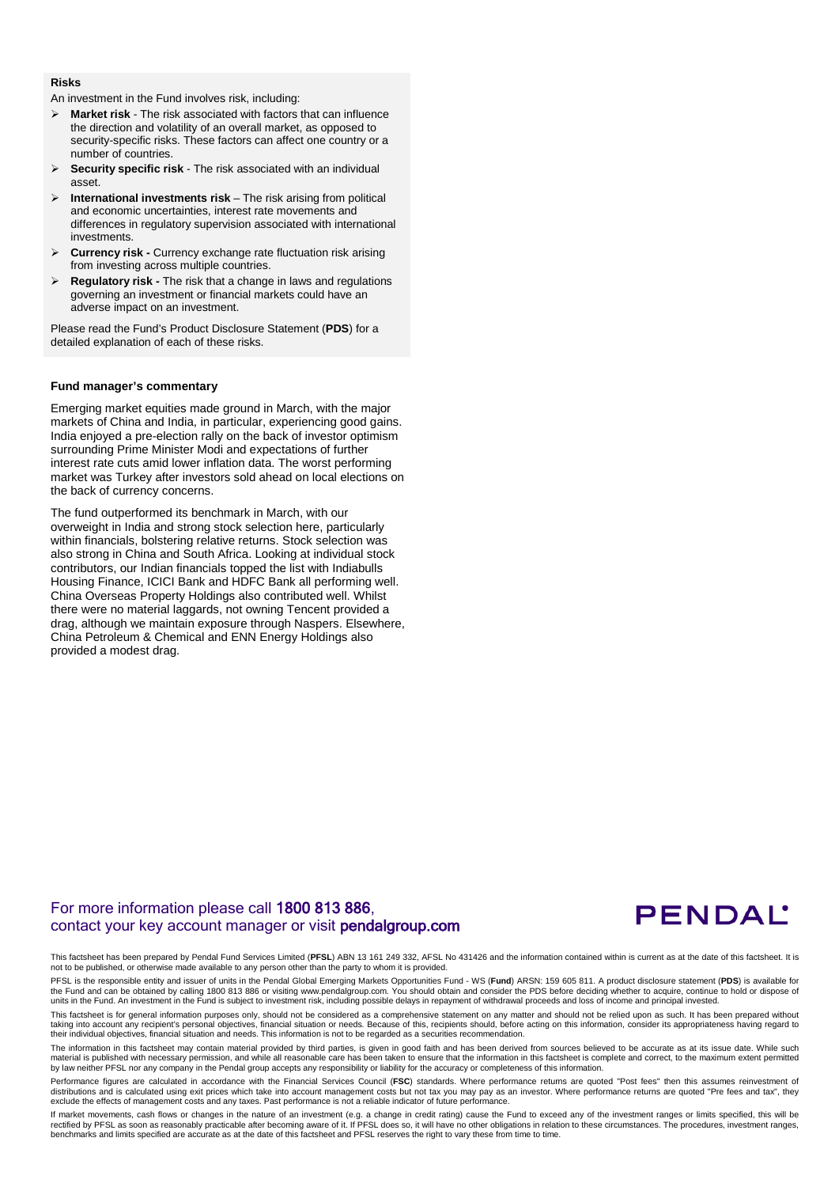**Risks**

An investment in the Fund involves risk, including:

- **Market risk** - The risk associated with factors that can influence the direction and volatility of an overall market, as opposed to security-specific risks. These factors can affect one country or a number of countries.
- **Security specific risk** - The risk associated with an individual asset.
- **International investments risk** – The risk arising from political and economic uncertainties, interest rate movements and differences in regulatory supervision associated with international investments.
- **Currency risk -** Currency exchange rate fluctuation risk arising from investing across multiple countries.
- **Regulatory risk -** The risk that a change in laws and regulations governing an investment or financial markets could have an adverse impact on an investment.

Please read the Fund's Product Disclosure Statement (**PDS**) for a detailed explanation of each of these risks.

**Fund manager's commentary**

Emerging market equities made ground in March, with the major markets of China and India, in particular, experiencing good gains. India enjoyed a pre-election rally on the back of investor optimism surrounding Prime Minister Modi and expectations of further interest rate cuts amid lower inflation data. The worst performing market was Turkey after investors sold ahead on local elections on the back of currency concerns.

The fund outperformed its benchmark in March, with our overweight in India and strong stock selection here, particularly within financials, bolstering relative returns. Stock selection was also strong in China and South Africa. Looking at individual stock contributors, our Indian financials topped the list with Indiabulls Housing Finance, ICICI Bank and HDFC Bank all performing well. China Overseas Property Holdings also contributed well. Whilst there were no material laggards, not owning Tencent provided a drag, although we maintain exposure through Naspers. Elsewhere, China Petroleum & Chemical and ENN Energy Holdings also provided a modest drag.

For more information please call 1800 813 886, contact your key account manager or visit pendalgroup.com

PENDAL

This factsheet has been prepared by Pendal Fund Services Limited (**PFSL**) ABN 13 161 249 332, AFSL No 431426 and the information contained within is current as at the date of this factsheet. It is not to be published, or otherwise made available to any person other than the party to whom it is provided.

PFSL is the responsible entity and issuer of units in the Pendal Global Emerging Markets Opportunities Fund - WS (**Fund**) ARSN: 159 605 811. A product disclosure statement (**PDS**) is available for the Fund and can be obtained by calling 1800 813 886 or visiting www.pendalgroup.com. You should obtain and consider the PDS before deciding whether to acquire, continue to hold or dispose of units in the Fund. An investment in the Fund is subject to investment risk, including possible delays in repayment of withdrawal proceeds and loss of income and principal invested.

This factsheet is for general information purposes only, should not be considered as a comprehensive statement on any matter and should not be relied upon as such. It has been prepared without taking into account any recipient's personal objectives, financial situation or needs. Because of this, recipients should, before acting on this information, consider its appropriateness having regard to their individual objectives, financial situation and needs. This information is not to be regarded as a securities recommendation.

The information in this factsheet may contain material provided by third parties, is given in good faith and has been derived from sources believed to be accurate as at its issue date. While such material is published with necessary permission, and while all reasonable care has been taken to ensure that the information in this factsheet is complete and correct, to the maximum extent permitted by law neither PFSL nor any company in the Pendal group accepts any responsibility or liability for the accuracy or completeness of this information.

Performance figures are calculated in accordance with the Financial Services Council (**FSC**) standards. Where performance returns are quoted "Post fees" then this assumes reinvestment of distributions and is calculated using exit prices which take into account management costs but not tax you may pay as an investor. Where performance returns are quoted "Pre fees and tax", they exclude the effects of management costs and any taxes. Past performance is not a reliable indicator of future performance.

If market movements, cash flows or changes in the nature of an investment (e.g. a change in credit rating) cause the Fund to exceed any of the investment ranges or limits specified, this will be rectified by PFSL as soon as reasonably practicable after becoming aware of it. If PFSL does so, it will have no other obligations in relation to these circumstances. The procedures, investment ranges, benchmarks and limits specified are accurate as at the date of this factsheet and PFSL reserves the right to vary these from time to time.